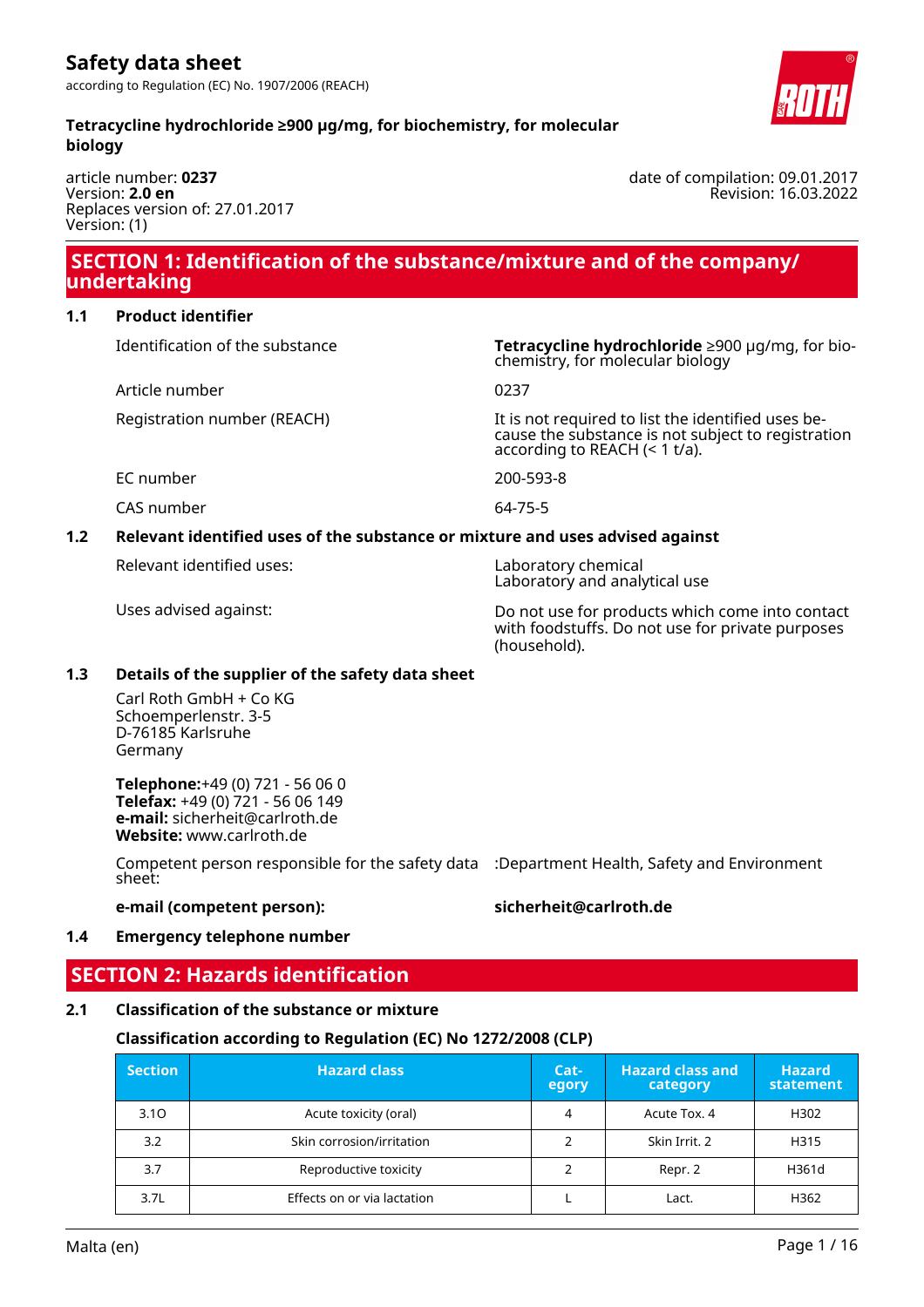# Safety data sheet

according to Regulation (EC) No. 1907/2006 (REACH)

**Tetracycline hydrochloride ≥900 µg/mg, for biochemistry, for molecular biology**

article number: **0237**
Version: **2.0 en**
Replaces version of: 27.01.2017
Version: (1)

date of compilation: 09.01.2017
Revision: 16.03.2022

## SECTION 1: Identification of the substance/mixture and of the company/undertaking

### 1.1 Product identifier

| | |
|---|---|
| Identification of the substance | **Tetracycline hydrochloride** ≥900 µg/mg, for biochemistry, for molecular biology |
| Article number | 0237 |
| Registration number (REACH) | It is not required to list the identified uses because the substance is not subject to registration according to REACH (< 1 t/a). |
| EC number | 200-593-8 |
| CAS number | 64-75-5 |

### 1.2 Relevant identified uses of the substance or mixture and uses advised against

| | |
|---|---|
| Relevant identified uses: | Laboratory chemical<br>Laboratory and analytical use |
| Uses advised against: | Do not use for products which come into contact with foodstuffs. Do not use for private purposes (household). |

### 1.3 Details of the supplier of the safety data sheet

Carl Roth GmbH + Co KG
Schoemperlenstr. 3-5
D-76185 Karlsruhe
Germany

**Telephone:**+49 (0) 721 - 56 06 0
**Telefax:** +49 (0) 721 - 56 06 149
**e-mail:** sicherheit@carlroth.de
**Website:** www.carlroth.de

| | |
|---|---|
| Competent person responsible for the safety data sheet: | :Department Health, Safety and Environment |
| **e-mail (competent person):** | **sicherheit@carlroth.de** |

### 1.4 Emergency telephone number

## SECTION 2: Hazards identification

### 2.1 Classification of the substance or mixture

**Classification according to Regulation (EC) No 1272/2008 (CLP)**

| Section | Hazard class | Category | Hazard class and category | Hazard statement |
|---|---|---|---|---|
| 3.1O | Acute toxicity (oral) | 4 | Acute Tox. 4 | H302 |
| 3.2 | Skin corrosion/irritation | 2 | Skin Irrit. 2 | H315 |
| 3.7 | Reproductive toxicity | 2 | Repr. 2 | H361d |
| 3.7L | Effects on or via lactation | L | Lact. | H362 |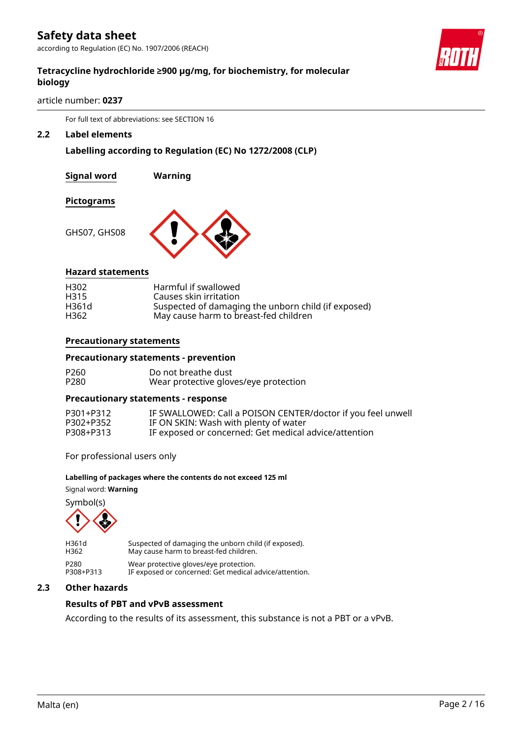For full text of abbreviations: see SECTION 16

## 2.2 Label elements

### Labelling according to Regulation (EC) No 1272/2008 (CLP)

| Signal word | Warning |
|---|---|

**Pictograms**

GHS07, GHS08

**Hazard statements**

| | |
|---|---|
| H302 | Harmful if swallowed |
| H315 | Causes skin irritation |
| H361d | Suspected of damaging the unborn child (if exposed) |
| H362 | May cause harm to breast-fed children |

**Precautionary statements**

**Precautionary statements - prevention**

| | |
|---|---|
| P260 | Do not breathe dust |
| P280 | Wear protective gloves/eye protection |

**Precautionary statements - response**

| | |
|---|---|
| P301+P312 | IF SWALLOWED: Call a POISON CENTER/doctor if you feel unwell |
| P302+P352 | IF ON SKIN: Wash with plenty of water |
| P308+P313 | IF exposed or concerned: Get medical advice/attention |

For professional users only

**Labelling of packages where the contents do not exceed 125 ml**

Signal word: **Warning**

Symbol(s)

| | |
|---|---|
| H361d | Suspected of damaging the unborn child (if exposed). |
| H362 | May cause harm to breast-fed children. |
| P280 | Wear protective gloves/eye protection. |
| P308+P313 | IF exposed or concerned: Get medical advice/attention. |

## 2.3 Other hazards

### Results of PBT and vPvB assessment

According to the results of its assessment, this substance is not a PBT or a vPvB.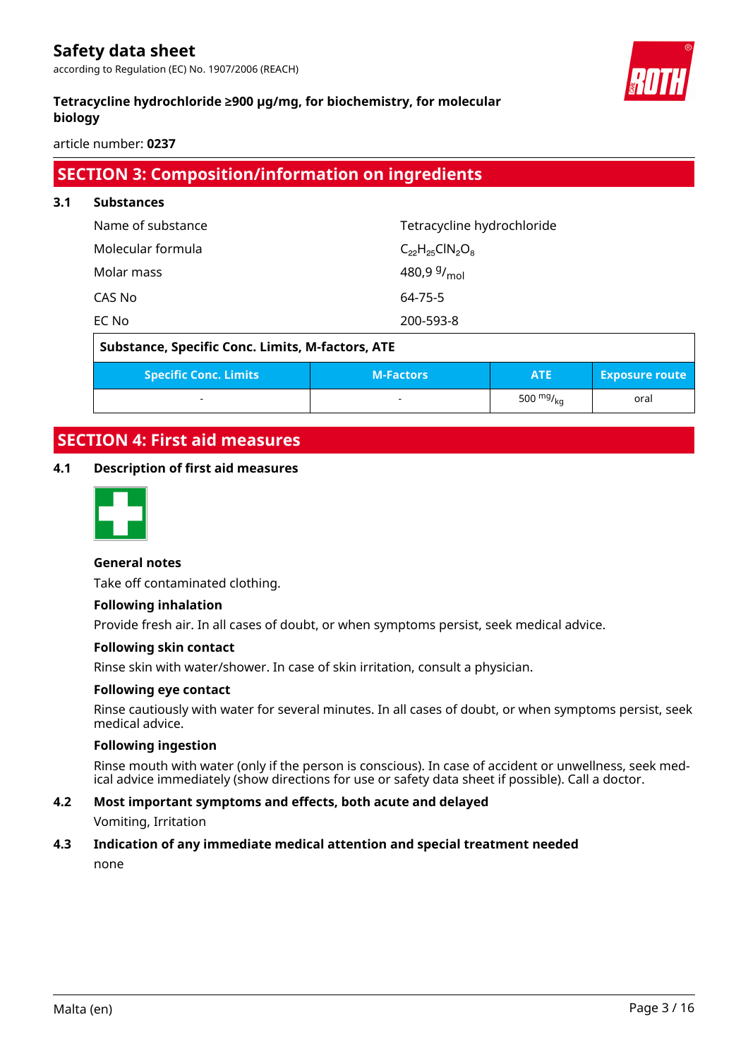## SECTION 3: Composition/information on ingredients

### 3.1 Substances

| | |
|---|---|
| Name of substance | Tetracycline hydrochloride |
| Molecular formula | $C_{22}H_{25}ClN_2O_8$ |
| Molar mass | 480,9 $^{g}/_{mol}$ |
| CAS No | 64-75-5 |
| EC No | 200-593-8 |

**Substance, Specific Conc. Limits, M-factors, ATE**

| Specific Conc. Limits | M-Factors | ATE | Exposure route |
|---|---|---|---|
| - | - | 500 $^{mg}/_{kg}$ | oral |

## SECTION 4: First aid measures

### 4.1 Description of first aid measures

**General notes**

Take off contaminated clothing.

**Following inhalation**

Provide fresh air. In all cases of doubt, or when symptoms persist, seek medical advice.

**Following skin contact**

Rinse skin with water/shower. In case of skin irritation, consult a physician.

**Following eye contact**

Rinse cautiously with water for several minutes. In all cases of doubt, or when symptoms persist, seek medical advice.

**Following ingestion**

Rinse mouth with water (only if the person is conscious). In case of accident or unwellness, seek medical advice immediately (show directions for use or safety data sheet if possible). Call a doctor.

### 4.2 Most important symptoms and effects, both acute and delayed

Vomiting, Irritation

### 4.3 Indication of any immediate medical attention and special treatment needed

none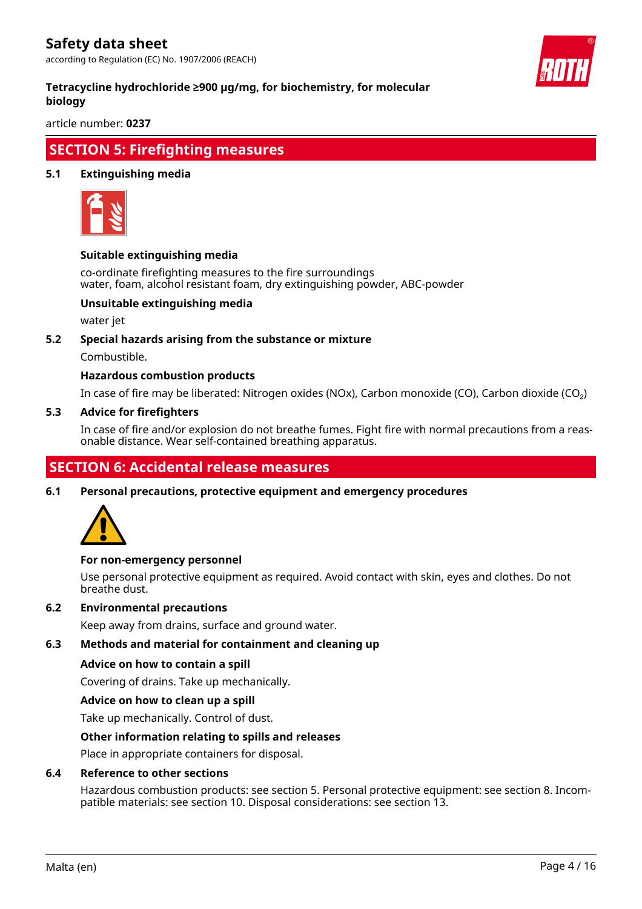## SECTION 5: Firefighting measures

### 5.1 Extinguishing media

**Suitable extinguishing media**

co-ordinate firefighting measures to the fire surroundings
water, foam, alcohol resistant foam, dry extinguishing powder, ABC-powder

**Unsuitable extinguishing media**

water jet

### 5.2 Special hazards arising from the substance or mixture

Combustible.

**Hazardous combustion products**

In case of fire may be liberated: Nitrogen oxides (NOx), Carbon monoxide (CO), Carbon dioxide ($CO_2$)

### 5.3 Advice for firefighters

In case of fire and/or explosion do not breathe fumes. Fight fire with normal precautions from a reasonable distance. Wear self-contained breathing apparatus.

## SECTION 6: Accidental release measures

### 6.1 Personal precautions, protective equipment and emergency procedures

**For non-emergency personnel**

Use personal protective equipment as required. Avoid contact with skin, eyes and clothes. Do not breathe dust.

### 6.2 Environmental precautions

Keep away from drains, surface and ground water.

### 6.3 Methods and material for containment and cleaning up

**Advice on how to contain a spill**

Covering of drains. Take up mechanically.

**Advice on how to clean up a spill**

Take up mechanically. Control of dust.

**Other information relating to spills and releases**

Place in appropriate containers for disposal.

### 6.4 Reference to other sections

Hazardous combustion products: see section 5. Personal protective equipment: see section 8. Incompatible materials: see section 10. Disposal considerations: see section 13.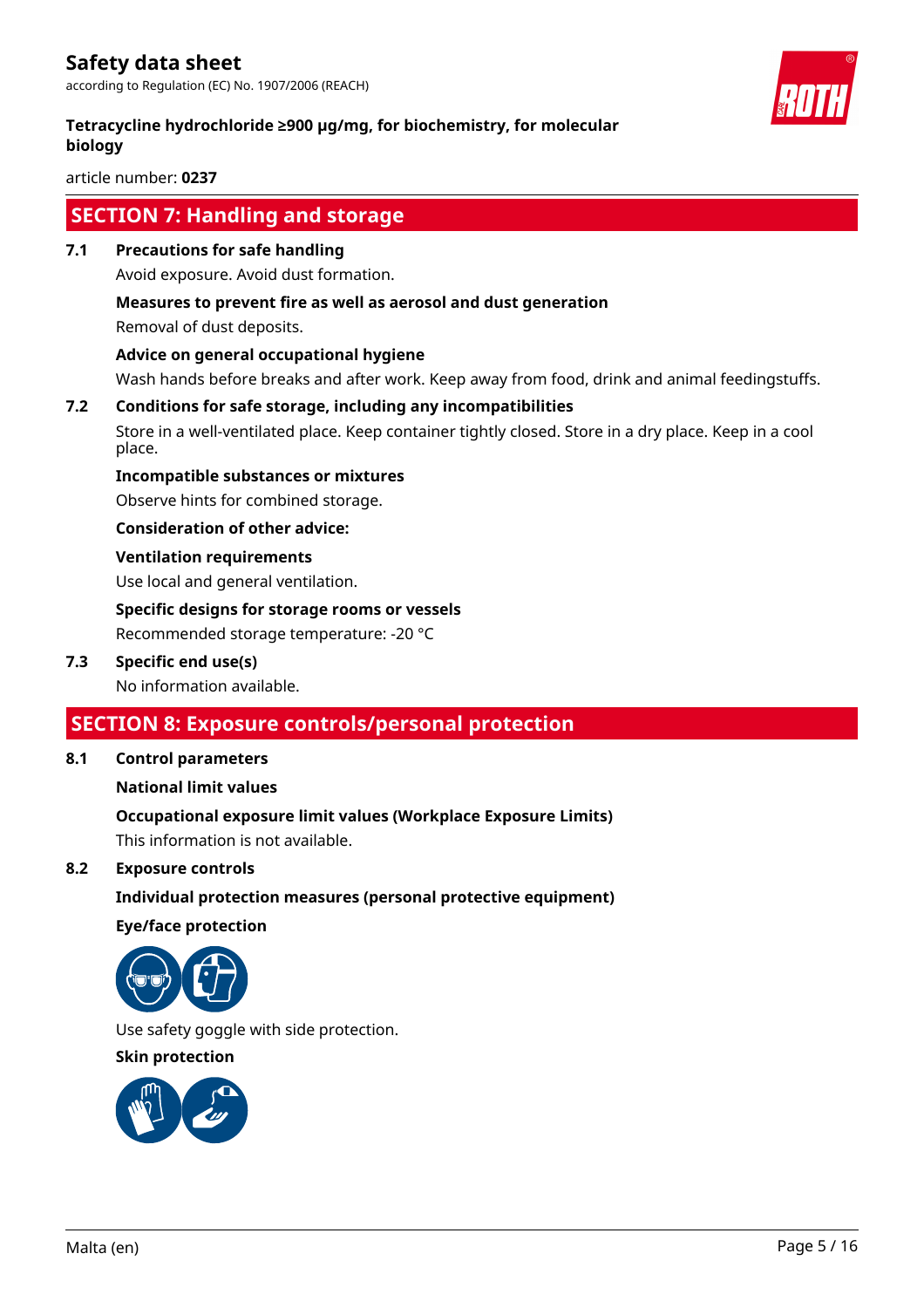## SECTION 7: Handling and storage

### 7.1 Precautions for safe handling

Avoid exposure. Avoid dust formation.

**Measures to prevent fire as well as aerosol and dust generation**

Removal of dust deposits.

**Advice on general occupational hygiene**

Wash hands before breaks and after work. Keep away from food, drink and animal feedingstuffs.

### 7.2 Conditions for safe storage, including any incompatibilities

Store in a well-ventilated place. Keep container tightly closed. Store in a dry place. Keep in a cool place.

**Incompatible substances or mixtures**

Observe hints for combined storage.

**Consideration of other advice:**

**Ventilation requirements**

Use local and general ventilation.

**Specific designs for storage rooms or vessels**

Recommended storage temperature: -20 °C

### 7.3 Specific end use(s)

No information available.

## SECTION 8: Exposure controls/personal protection

### 8.1 Control parameters

**National limit values**

**Occupational exposure limit values (Workplace Exposure Limits)**

This information is not available.

### 8.2 Exposure controls

**Individual protection measures (personal protective equipment)**

**Eye/face protection**

Use safety goggle with side protection.

**Skin protection**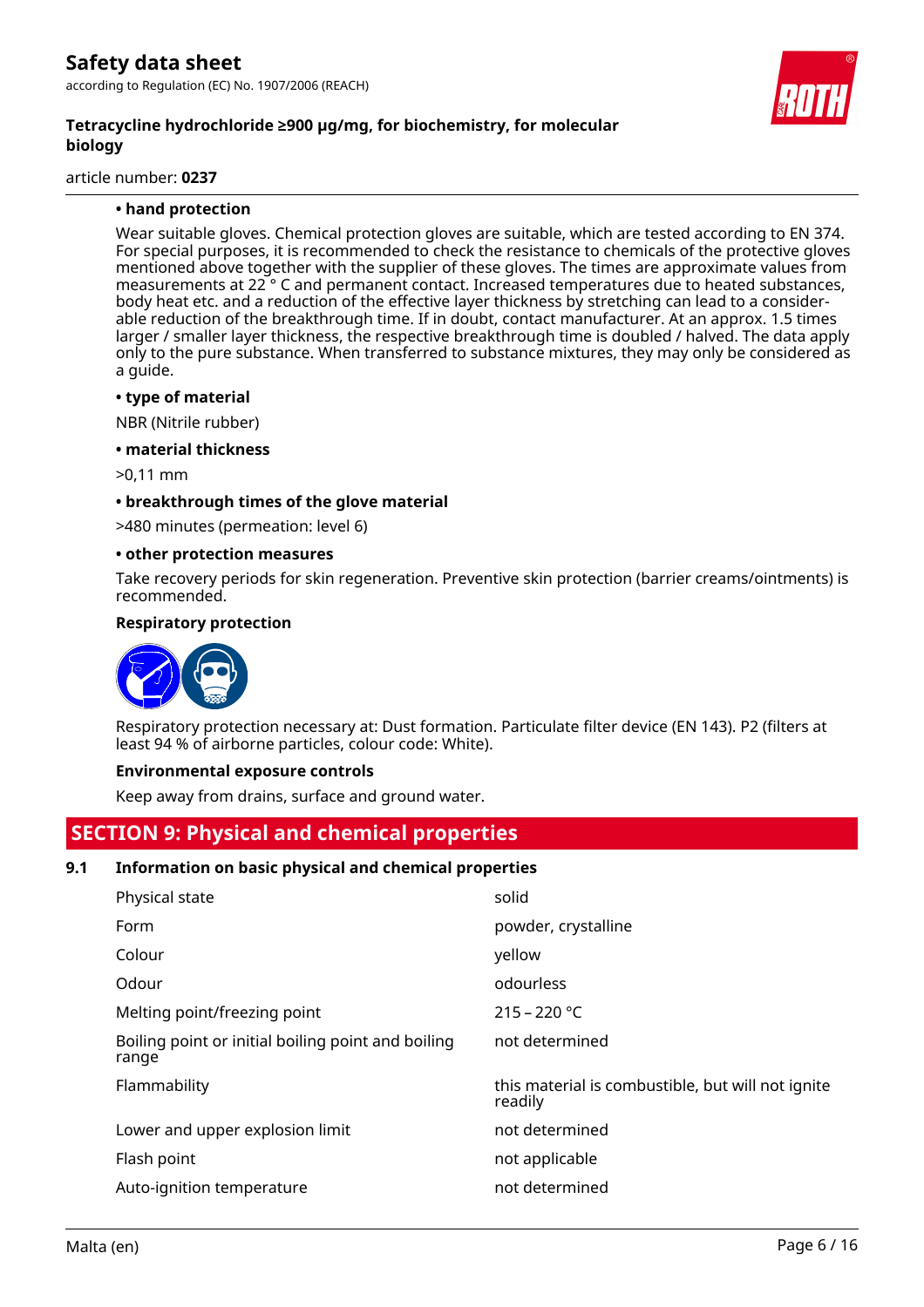**• hand protection**

Wear suitable gloves. Chemical protection gloves are suitable, which are tested according to EN 374. For special purposes, it is recommended to check the resistance to chemicals of the protective gloves mentioned above together with the supplier of these gloves. The times are approximate values from measurements at 22 ° C and permanent contact. Increased temperatures due to heated substances, body heat etc. and a reduction of the effective layer thickness by stretching can lead to a considerable reduction of the breakthrough time. If in doubt, contact manufacturer. At an approx. 1.5 times larger / smaller layer thickness, the respective breakthrough time is doubled / halved. The data apply only to the pure substance. When transferred to substance mixtures, they may only be considered as a guide.

**• type of material**

NBR (Nitrile rubber)

**• material thickness**

>0,11 mm

**• breakthrough times of the glove material**

>480 minutes (permeation: level 6)

**• other protection measures**

Take recovery periods for skin regeneration. Preventive skin protection (barrier creams/ointments) is recommended.

**Respiratory protection**

Respiratory protection necessary at: Dust formation. Particulate filter device (EN 143). P2 (filters at least 94 % of airborne particles, colour code: White).

**Environmental exposure controls**

Keep away from drains, surface and ground water.

## SECTION 9: Physical and chemical properties

### 9.1 Information on basic physical and chemical properties

| | |
|---|---|
| Physical state | solid |
| Form | powder, crystalline |
| Colour | yellow |
| Odour | odourless |
| Melting point/freezing point | 215 – 220 °C |
| Boiling point or initial boiling point and boiling range | not determined |
| Flammability | this material is combustible, but will not ignite readily |
| Lower and upper explosion limit | not determined |
| Flash point | not applicable |
| Auto-ignition temperature | not determined |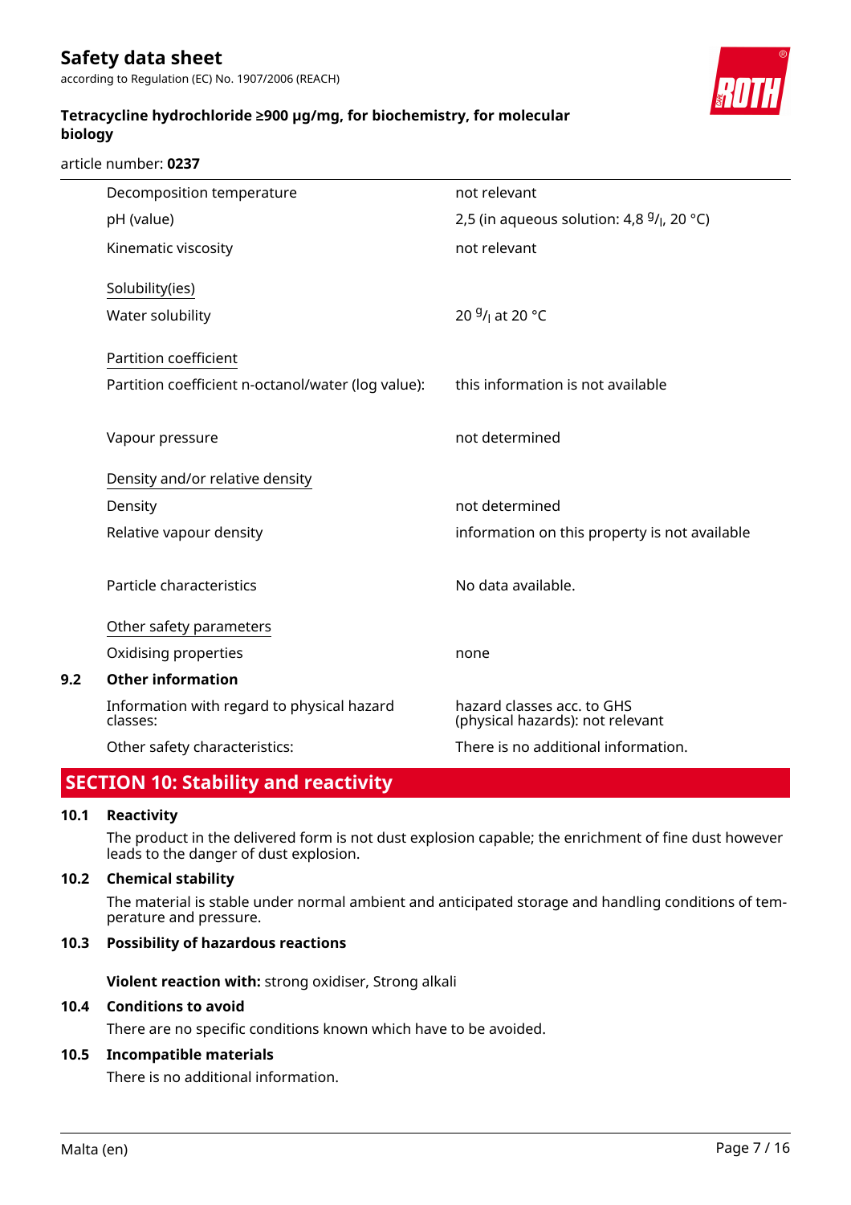| | |
|---|---|
| Decomposition temperature | not relevant |
| pH (value) | 2,5 (in aqueous solution: 4,8 $^{g}/_{l}$, 20 °C) |
| Kinematic viscosity | not relevant |

Solubility(ies)

| | |
|---|---|
| Water solubility | 20 $^{g}/_{l}$ at 20 °C |

Partition coefficient

| | |
|---|---|
| Partition coefficient n-octanol/water (log value): | this information is not available |
| Vapour pressure | not determined |

Density and/or relative density

| | |
|---|---|
| Density | not determined |
| Relative vapour density | information on this property is not available |
| Particle characteristics | No data available. |

Other safety parameters

| | |
|---|---|
| Oxidising properties | none |

### 9.2 Other information

| | |
|---|---|
| Information with regard to physical hazard classes: | hazard classes acc. to GHS (physical hazards): not relevant |
| Other safety characteristics: | There is no additional information. |

## SECTION 10: Stability and reactivity

### 10.1 Reactivity

The product in the delivered form is not dust explosion capable; the enrichment of fine dust however leads to the danger of dust explosion.

### 10.2 Chemical stability

The material is stable under normal ambient and anticipated storage and handling conditions of temperature and pressure.

### 10.3 Possibility of hazardous reactions

**Violent reaction with:** strong oxidiser, Strong alkali

### 10.4 Conditions to avoid

There are no specific conditions known which have to be avoided.

### 10.5 Incompatible materials

There is no additional information.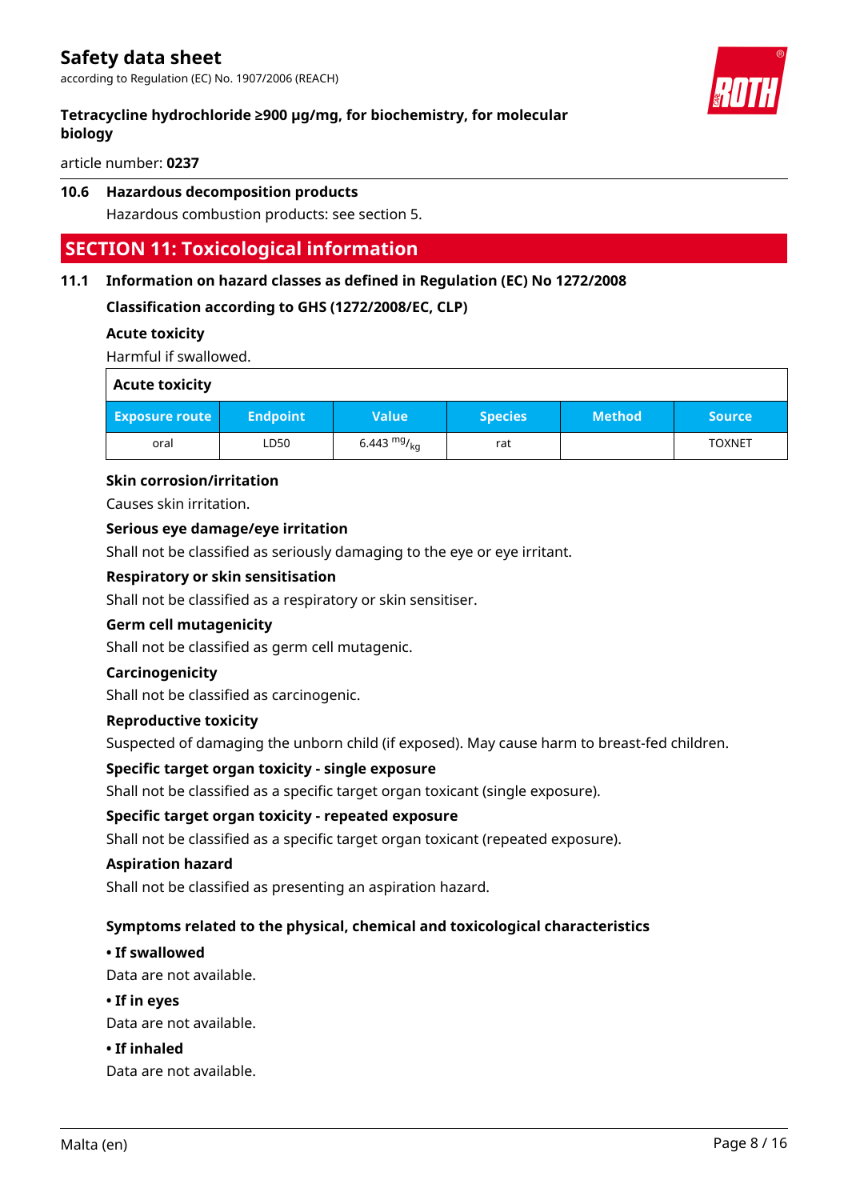### 10.6 Hazardous decomposition products

Hazardous combustion products: see section 5.

## SECTION 11: Toxicological information

### 11.1 Information on hazard classes as defined in Regulation (EC) No 1272/2008

**Classification according to GHS (1272/2008/EC, CLP)**

**Acute toxicity**

Harmful if swallowed.

| Acute toxicity | | | | | |
|---|---|---|---|---|---|
| Exposure route | Endpoint | Value | Species | Method | Source |
| oral | LD50 | 6.443 $^{mg}/_{kg}$ | rat | | TOXNET |

**Skin corrosion/irritation**

Causes skin irritation.

**Serious eye damage/eye irritation**

Shall not be classified as seriously damaging to the eye or eye irritant.

**Respiratory or skin sensitisation**

Shall not be classified as a respiratory or skin sensitiser.

**Germ cell mutagenicity**

Shall not be classified as germ cell mutagenic.

**Carcinogenicity**

Shall not be classified as carcinogenic.

**Reproductive toxicity**

Suspected of damaging the unborn child (if exposed). May cause harm to breast-fed children.

**Specific target organ toxicity - single exposure**

Shall not be classified as a specific target organ toxicant (single exposure).

**Specific target organ toxicity - repeated exposure**

Shall not be classified as a specific target organ toxicant (repeated exposure).

**Aspiration hazard**

Shall not be classified as presenting an aspiration hazard.

**Symptoms related to the physical, chemical and toxicological characteristics**

**• If swallowed**

Data are not available.

**• If in eyes**

Data are not available.

**• If inhaled**

Data are not available.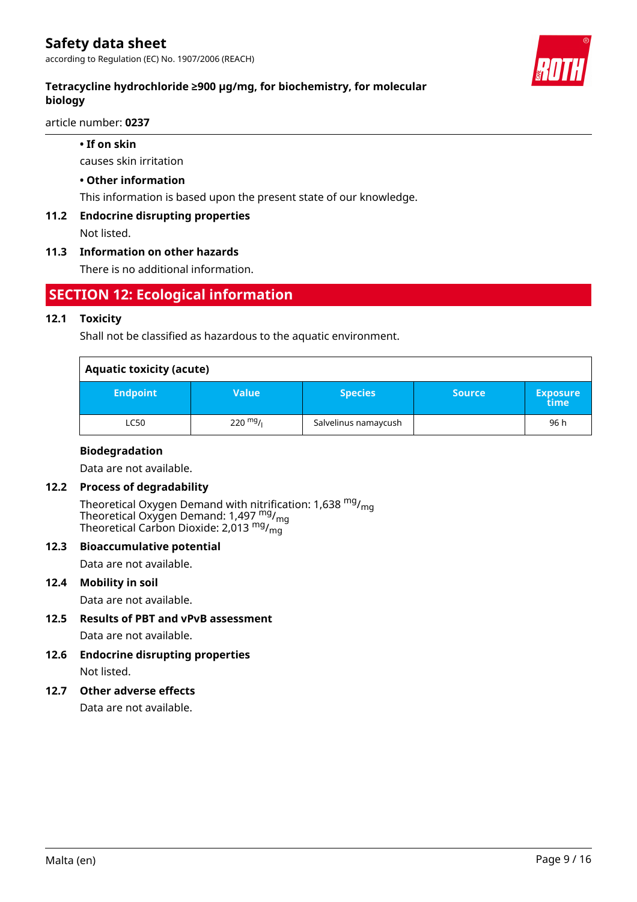- **If on skin**

  causes skin irritation

- **Other information**

  This information is based upon the present state of our knowledge.

### 11.2 Endocrine disrupting properties

Not listed.

### 11.3 Information on other hazards

There is no additional information.

## SECTION 12: Ecological information

### 12.1 Toxicity

Shall not be classified as hazardous to the aquatic environment.

**Aquatic toxicity (acute)**

| Endpoint | Value | Species | Source | Exposure time |
|---|---|---|---|---|
| LC50 | 220 $^{mg}/_{l}$ | Salvelinus namaycush | | 96 h |

**Biodegradation**

Data are not available.

### 12.2 Process of degradability

Theoretical Oxygen Demand with nitrification: 1,638 $^{mg}/_{mg}$
Theoretical Oxygen Demand: 1,497 $^{mg}/_{mg}$
Theoretical Carbon Dioxide: 2,013 $^{mg}/_{mg}$

### 12.3 Bioaccumulative potential

Data are not available.

### 12.4 Mobility in soil

Data are not available.

### 12.5 Results of PBT and vPvB assessment

Data are not available.

### 12.6 Endocrine disrupting properties

Not listed.

### 12.7 Other adverse effects

Data are not available.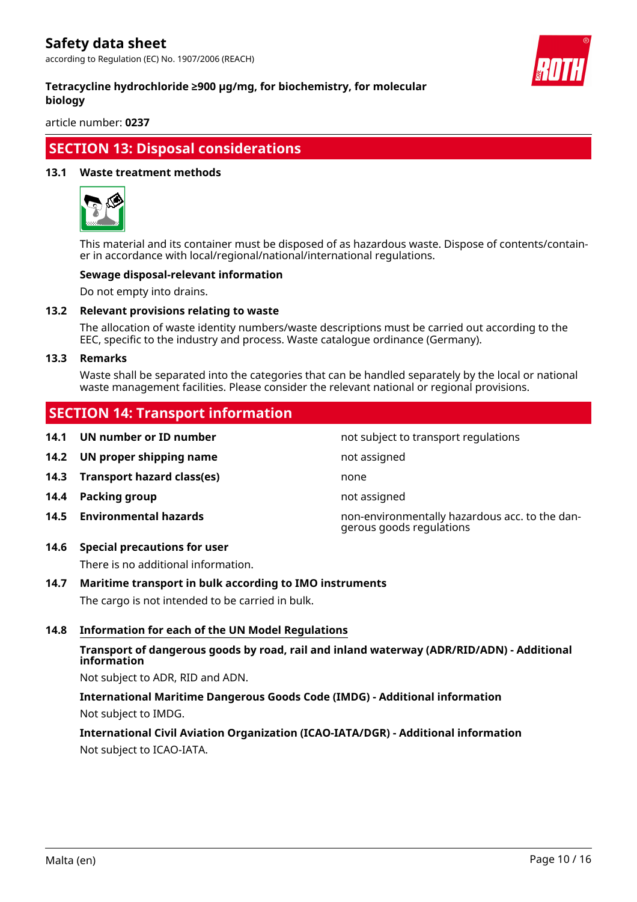## SECTION 13: Disposal considerations

### 13.1 Waste treatment methods

This material and its container must be disposed of as hazardous waste. Dispose of contents/container in accordance with local/regional/national/international regulations.

**Sewage disposal-relevant information**

Do not empty into drains.

### 13.2 Relevant provisions relating to waste

The allocation of waste identity numbers/waste descriptions must be carried out according to the EEC, specific to the industry and process. Waste catalogue ordinance (Germany).

### 13.3 Remarks

Waste shall be separated into the categories that can be handled separately by the local or national waste management facilities. Please consider the relevant national or regional provisions.

## SECTION 14: Transport information

| | | |
|---|---|---|
| **14.1** | **UN number or ID number** | not subject to transport regulations |
| **14.2** | **UN proper shipping name** | not assigned |
| **14.3** | **Transport hazard class(es)** | none |
| **14.4** | **Packing group** | not assigned |
| **14.5** | **Environmental hazards** | non-environmentally hazardous acc. to the dangerous goods regulations |

### 14.6 Special precautions for user

There is no additional information.

### 14.7 Maritime transport in bulk according to IMO instruments

The cargo is not intended to be carried in bulk.

### 14.8 Information for each of the UN Model Regulations

**Transport of dangerous goods by road, rail and inland waterway (ADR/RID/ADN) - Additional information**

Not subject to ADR, RID and ADN.

**International Maritime Dangerous Goods Code (IMDG) - Additional information**

Not subject to IMDG.

**International Civil Aviation Organization (ICAO-IATA/DGR) - Additional information**

Not subject to ICAO-IATA.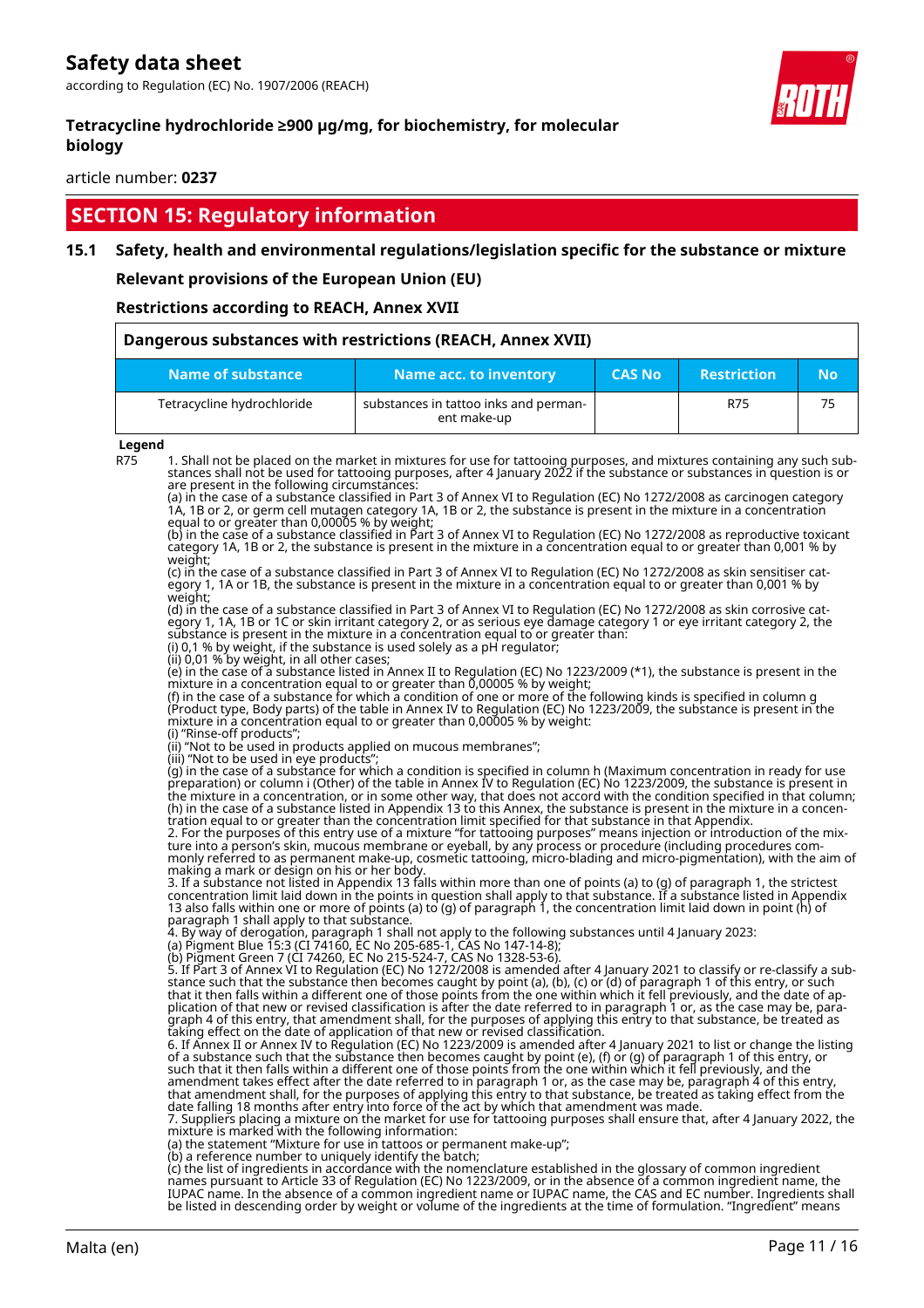## SECTION 15: Regulatory information

### 15.1 Safety, health and environmental regulations/legislation specific for the substance or mixture

**Relevant provisions of the European Union (EU)**

**Restrictions according to REACH, Annex XVII**

| Dangerous substances with restrictions (REACH, Annex XVII) | | | | |
|---|---|---|---|---|
| Name of substance | Name acc. to inventory | CAS No | Restriction | No |
| Tetracycline hydrochloride | substances in tattoo inks and permanent make-up | | R75 | 75 |

**Legend**

R75 1. Shall not be placed on the market in mixtures for use for tattooing purposes, and mixtures containing any such substances shall not be used for tattooing purposes, after 4 January 2022 if the substance or substances in question is or are present in the following circumstances:
(a) in the case of a substance classified in Part 3 of Annex VI to Regulation (EC) No 1272/2008 as carcinogen category 1A, 1B or 2, or germ cell mutagen category 1A, 1B or 2, the substance is present in the mixture in a concentration equal to or greater than 0,00005 % by weight;
(b) in the case of a substance classified in Part 3 of Annex VI to Regulation (EC) No 1272/2008 as reproductive toxicant category 1A, 1B or 2, the substance is present in the mixture in a concentration equal to or greater than 0,001 % by weight;
(c) in the case of a substance classified in Part 3 of Annex VI to Regulation (EC) No 1272/2008 as skin sensitiser category 1, 1A or 1B, the substance is present in the mixture in a concentration equal to or greater than 0,001 % by weight;
(d) in the case of a substance classified in Part 3 of Annex VI to Regulation (EC) No 1272/2008 as skin corrosive category 1, 1A, 1B or 1C or skin irritant category 2, or as serious eye damage category 1 or eye irritant category 2, the substance is present in the mixture in a concentration equal to or greater than:
(i) 0,1 % by weight, if the substance is used solely as a pH regulator;
(ii) 0,01 % by weight, in all other cases;
(e) in the case of a substance listed in Annex II to Regulation (EC) No 1223/2009 (*1), the substance is present in the mixture in a concentration equal to or greater than 0,00005 % by weight;
(f) in the case of a substance for which a condition of one or more of the following kinds is specified in column g (Product type, Body parts) of the table in Annex IV to Regulation (EC) No 1223/2009, the substance is present in the mixture in a concentration equal to or greater than 0,00005 % by weight:
(i) "Rinse-off products";
(ii) "Not to be used in products applied on mucous membranes";
(iii) "Not to be used in eye products";
(g) in the case of a substance for which a condition is specified in column h (Maximum concentration in ready for use preparation) or column i (Other) of the table in Annex IV to Regulation (EC) No 1223/2009, the substance is present in the mixture in a concentration, or in some other way, that does not accord with the condition specified in that column;
(h) in the case of a substance listed in Appendix 13 to this Annex, the substance is present in the mixture in a concentration equal to or greater than the concentration limit specified for that substance in that Appendix.
2. For the purposes of this entry use of a mixture "for tattooing purposes" means injection or introduction of the mixture into a person's skin, mucous membrane or eyeball, by any process or procedure (including procedures commonly referred to as permanent make-up, cosmetic tattooing, micro-blading and micro-pigmentation), with the aim of making a mark or design on his or her body.
3. If a substance not listed in Appendix 13 falls within more than one of points (a) to (g) of paragraph 1, the strictest concentration limit laid down in the points in question shall apply to that substance. If a substance listed in Appendix 13 also falls within one or more of points (a) to (g) of paragraph 1, the concentration limit laid down in point (h) of paragraph 1 shall apply to that substance.
4. By way of derogation, paragraph 1 shall not apply to the following substances until 4 January 2023:
(a) Pigment Blue 15:3 (CI 74160, EC No 205-685-1, CAS No 147-14-8);
(b) Pigment Green 7 (CI 74260, EC No 215-524-7, CAS No 1328-53-6).
5. If Part 3 of Annex VI to Regulation (EC) No 1272/2008 is amended after 4 January 2021 to classify or re-classify a substance such that the substance then becomes caught by point (a), (b), (c) or (d) of paragraph 1 of this entry, or such that it then falls within a different one of those points from the one within which it fell previously, and the date of application of that new or revised classification is after the date referred to in paragraph 1 or, as the case may be, paragraph 4 of this entry, that amendment shall, for the purposes of applying this entry to that substance, be treated as taking effect on the date of application of that new or revised classification.
6. If Annex II or Annex IV to Regulation (EC) No 1223/2009 is amended after 4 January 2021 to list or change the listing of a substance such that the substance then becomes caught by point (e), (f) or (g) of paragraph 1 of this entry, or such that it then falls within a different one of those points from the one within which it fell previously, and the amendment takes effect after the date referred to in paragraph 1 or, as the case may be, paragraph 4 of this entry, that amendment shall, for the purposes of applying this entry to that substance, be treated as taking effect from the date falling 18 months after entry into force of the act by which that amendment was made.
7. Suppliers placing a mixture on the market for use for tattooing purposes shall ensure that, after 4 January 2022, the mixture is marked with the following information:
(a) the statement "Mixture for use in tattoos or permanent make-up";
(b) a reference number to uniquely identify the batch;
(c) the list of ingredients in accordance with the nomenclature established in the glossary of common ingredient names pursuant to Article 33 of Regulation (EC) No 1223/2009, or in the absence of a common ingredient name, the IUPAC name. In the absence of a common ingredient name or IUPAC name, the CAS and EC number. Ingredients shall be listed in descending order by weight or volume of the ingredients at the time of formulation. "Ingredient" means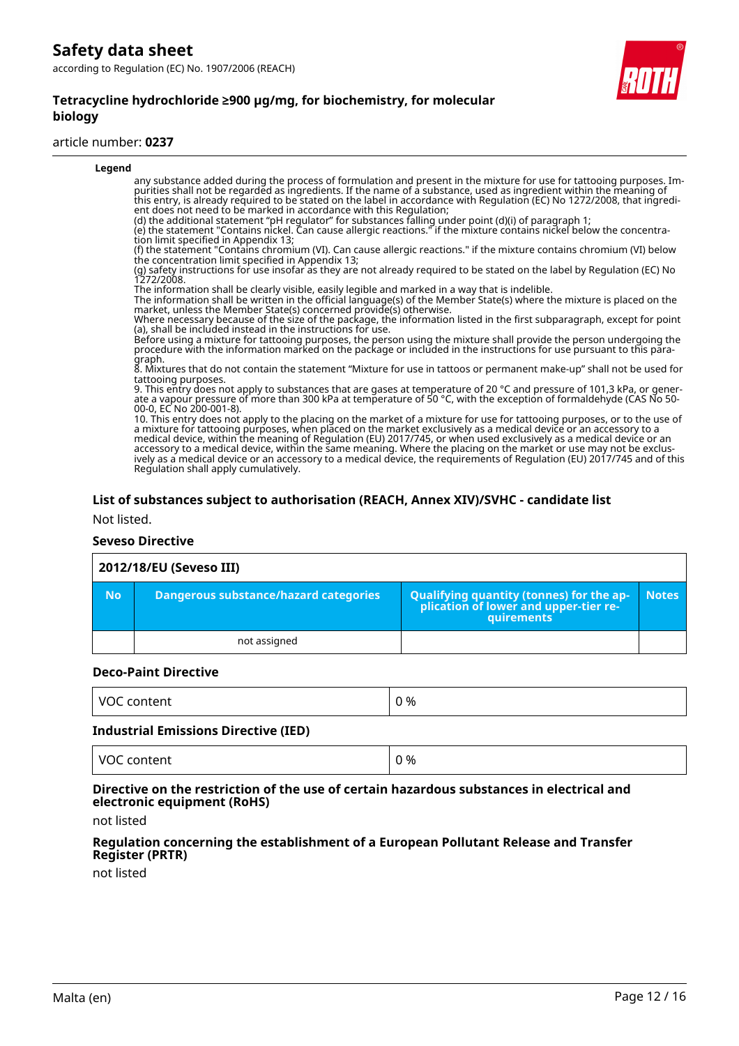**Legend**

any substance added during the process of formulation and present in the mixture for use for tattooing purposes. Impurities shall not be regarded as ingredients. If the name of a substance, used as ingredient within the meaning of this entry, is already required to be stated on the label in accordance with Regulation (EC) No 1272/2008, that ingredient does not need to be marked in accordance with this Regulation;
(d) the additional statement "pH regulator" for substances falling under point (d)(i) of paragraph 1;
(e) the statement "Contains nickel. Can cause allergic reactions." if the mixture contains nickel below the concentration limit specified in Appendix 13;
(f) the statement "Contains chromium (VI). Can cause allergic reactions." if the mixture contains chromium (VI) below the concentration limit specified in Appendix 13;
(g) safety instructions for use insofar as they are not already required to be stated on the label by Regulation (EC) No 1272/2008.
The information shall be clearly visible, easily legible and marked in a way that is indelible.
The information shall be written in the official language(s) of the Member State(s) where the mixture is placed on the market, unless the Member State(s) concerned provide(s) otherwise.
Where necessary because of the size of the package, the information listed in the first subparagraph, except for point (a), shall be included instead in the instructions for use.
Before using a mixture for tattooing purposes, the person using the mixture shall provide the person undergoing the procedure with the information marked on the package or included in the instructions for use pursuant to this paragraph.
8. Mixtures that do not contain the statement "Mixture for use in tattoos or permanent make-up" shall not be used for tattooing purposes.
9. This entry does not apply to substances that are gases at temperature of 20 °C and pressure of 101,3 kPa, or generate a vapour pressure of more than 300 kPa at temperature of 50 °C, with the exception of formaldehyde (CAS No 50-00-0, EC No 200-001-8).
10. This entry does not apply to the placing on the market of a mixture for use for tattooing purposes, or to the use of a mixture for tattooing purposes, when placed on the market exclusively as a medical device or an accessory to a medical device, within the meaning of Regulation (EU) 2017/745, or when used exclusively as a medical device or an accessory to a medical device, within the same meaning. Where the placing on the market or use may not be exclusively as a medical device or an accessory to a medical device, the requirements of Regulation (EU) 2017/745 and of this Regulation shall apply cumulatively.

### List of substances subject to authorisation (REACH, Annex XIV)/SVHC - candidate list

Not listed.

### Seveso Directive

| 2012/18/EU (Seveso III) | | | |
|---|---|---|---|
| **No** | **Dangerous substance/hazard categories** | **Qualifying quantity (tonnes) for the application of lower and upper-tier requirements** | **Notes** |
| | not assigned | | |

### Deco-Paint Directive

| VOC content | 0 % |
|---|---|

### Industrial Emissions Directive (IED)

| VOC content | 0 % |
|---|---|

### Directive on the restriction of the use of certain hazardous substances in electrical and electronic equipment (RoHS)

not listed

### Regulation concerning the establishment of a European Pollutant Release and Transfer Register (PRTR)

not listed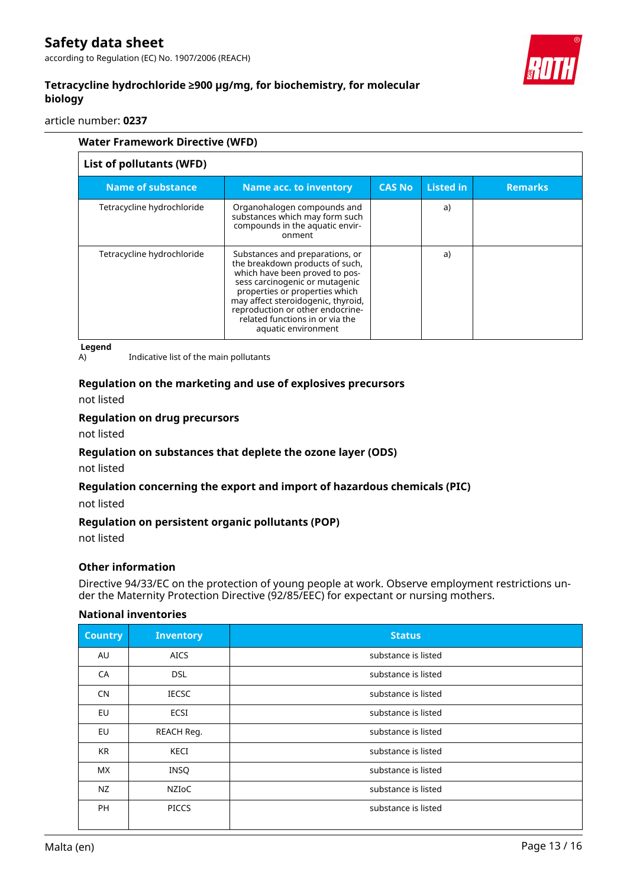### Water Framework Directive (WFD)

| List of pollutants (WFD) | | | | |
|---|---|---|---|---|
| **Name of substance** | **Name acc. to inventory** | **CAS No** | **Listed in** | **Remarks** |
| Tetracycline hydrochloride | Organohalogen compounds and substances which may form such compounds in the aquatic environment | | a) | |
| Tetracycline hydrochloride | Substances and preparations, or the breakdown products of such, which have been proved to possess carcinogenic or mutagenic properties or properties which may affect steroidogenic, thyroid, reproduction or other endocrine-related functions in or via the aquatic environment | | a) | |

**Legend**

A) Indicative list of the main pollutants

### Regulation on the marketing and use of explosives precursors

not listed

### Regulation on drug precursors

not listed

### Regulation on substances that deplete the ozone layer (ODS)

not listed

### Regulation concerning the export and import of hazardous chemicals (PIC)

not listed

### Regulation on persistent organic pollutants (POP)

not listed

### Other information

Directive 94/33/EC on the protection of young people at work. Observe employment restrictions under the Maternity Protection Directive (92/85/EEC) for expectant or nursing mothers.

### National inventories

| Country | Inventory | Status |
|---|---|---|
| AU | AICS | substance is listed |
| CA | DSL | substance is listed |
| CN | IECSC | substance is listed |
| EU | ECSI | substance is listed |
| EU | REACH Reg. | substance is listed |
| KR | KECI | substance is listed |
| MX | INSQ | substance is listed |
| NZ | NZIoC | substance is listed |
| PH | PICCS | substance is listed |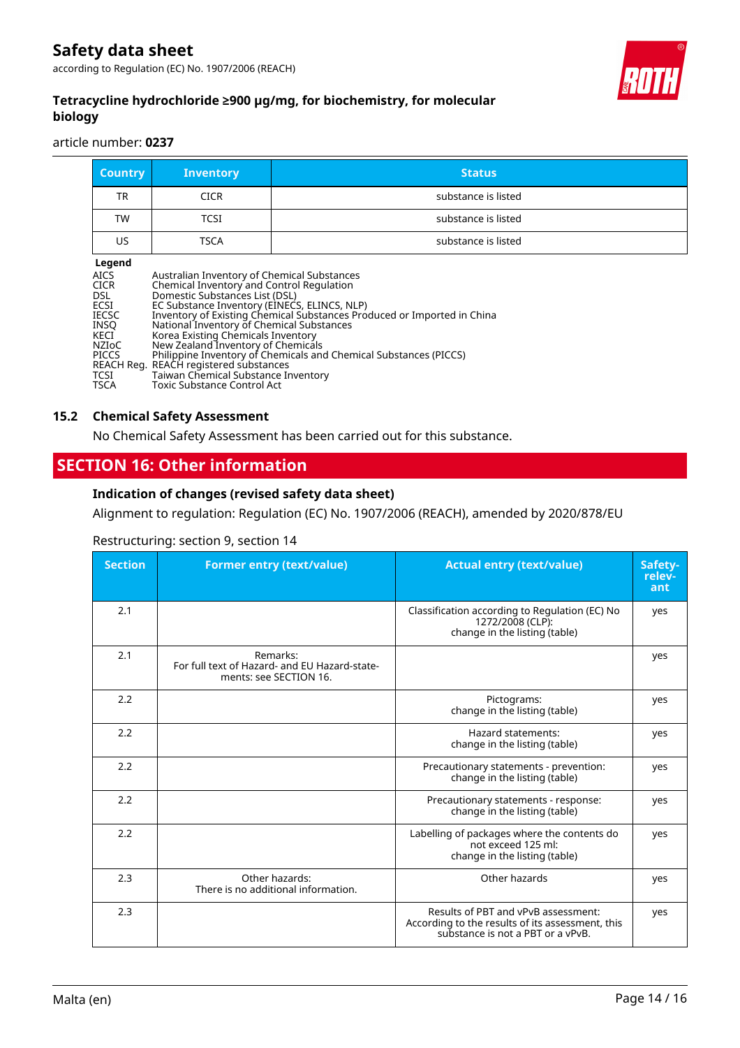| Country | Inventory | Status |
|---|---|---|
| TR | CICR | substance is listed |
| TW | TCSI | substance is listed |
| US | TSCA | substance is listed |

**Legend**

AICS Australian Inventory of Chemical Substances
CICR Chemical Inventory and Control Regulation
DSL Domestic Substances List (DSL)
ECSI EC Substance Inventory (EINECS, ELINCS, NLP)
IECSC Inventory of Existing Chemical Substances Produced or Imported in China
INSQ National Inventory of Chemical Substances
KECI Korea Existing Chemicals Inventory
NZIoC New Zealand Inventory of Chemicals
PICCS Philippine Inventory of Chemicals and Chemical Substances (PICCS)
REACH Reg. REACH registered substances
TCSI Taiwan Chemical Substance Inventory
TSCA Toxic Substance Control Act

### 15.2 Chemical Safety Assessment

No Chemical Safety Assessment has been carried out for this substance.

## SECTION 16: Other information

### Indication of changes (revised safety data sheet)

Alignment to regulation: Regulation (EC) No. 1907/2006 (REACH), amended by 2020/878/EU

Restructuring: section 9, section 14

| Section | Former entry (text/value) | Actual entry (text/value) | Safety-relevant |
|---|---|---|---|
| 2.1 | | Classification according to Regulation (EC) No 1272/2008 (CLP): change in the listing (table) | yes |
| 2.1 | Remarks: For full text of Hazard- and EU Hazard-statements: see SECTION 16. | | yes |
| 2.2 | | Pictograms: change in the listing (table) | yes |
| 2.2 | | Hazard statements: change in the listing (table) | yes |
| 2.2 | | Precautionary statements - prevention: change in the listing (table) | yes |
| 2.2 | | Precautionary statements - response: change in the listing (table) | yes |
| 2.2 | | Labelling of packages where the contents do not exceed 125 ml: change in the listing (table) | yes |
| 2.3 | Other hazards: There is no additional information. | Other hazards | yes |
| 2.3 | | Results of PBT and vPvB assessment: According to the results of its assessment, this substance is not a PBT or a vPvB. | yes |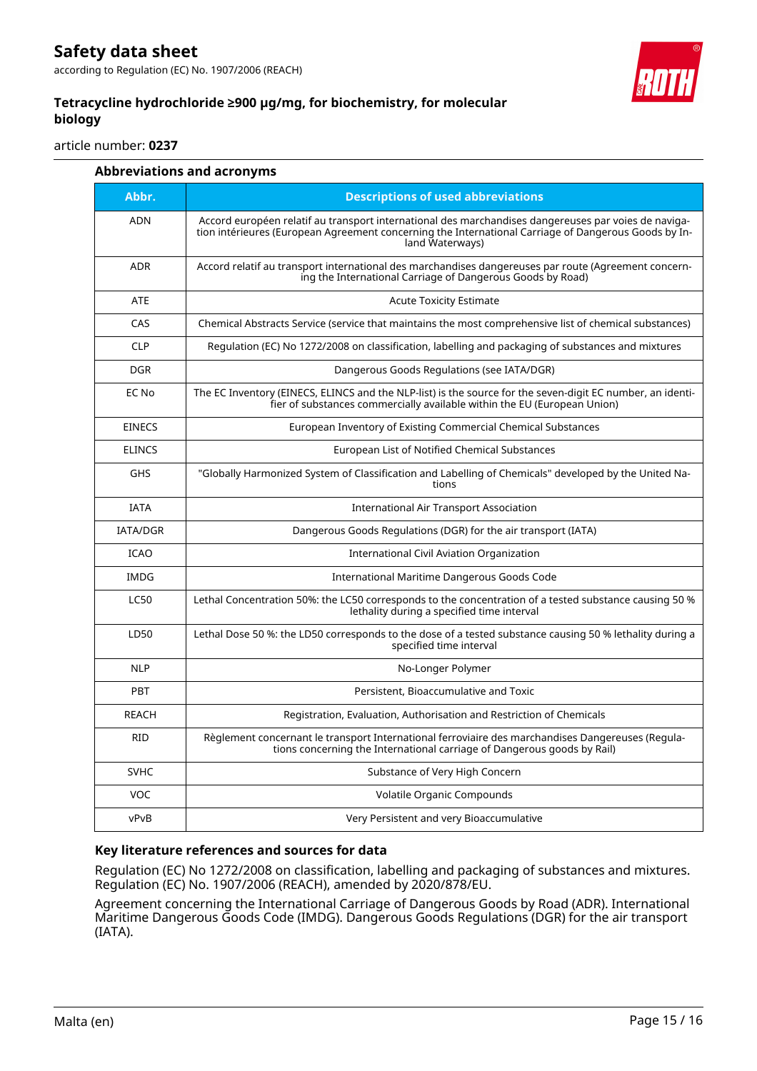### Abbreviations and acronyms

| Abbr. | Descriptions of used abbreviations |
|---|---|
| ADN | Accord européen relatif au transport international des marchandises dangereuses par voies de navigation intérieures (European Agreement concerning the International Carriage of Dangerous Goods by Inland Waterways) |
| ADR | Accord relatif au transport international des marchandises dangereuses par route (Agreement concerning the International Carriage of Dangerous Goods by Road) |
| ATE | Acute Toxicity Estimate |
| CAS | Chemical Abstracts Service (service that maintains the most comprehensive list of chemical substances) |
| CLP | Regulation (EC) No 1272/2008 on classification, labelling and packaging of substances and mixtures |
| DGR | Dangerous Goods Regulations (see IATA/DGR) |
| EC No | The EC Inventory (EINECS, ELINCS and the NLP-list) is the source for the seven-digit EC number, an identifier of substances commercially available within the EU (European Union) |
| EINECS | European Inventory of Existing Commercial Chemical Substances |
| ELINCS | European List of Notified Chemical Substances |
| GHS | "Globally Harmonized System of Classification and Labelling of Chemicals" developed by the United Nations |
| IATA | International Air Transport Association |
| IATA/DGR | Dangerous Goods Regulations (DGR) for the air transport (IATA) |
| ICAO | International Civil Aviation Organization |
| IMDG | International Maritime Dangerous Goods Code |
| LC50 | Lethal Concentration 50%: the LC50 corresponds to the concentration of a tested substance causing 50 % lethality during a specified time interval |
| LD50 | Lethal Dose 50 %: the LD50 corresponds to the dose of a tested substance causing 50 % lethality during a specified time interval |
| NLP | No-Longer Polymer |
| PBT | Persistent, Bioaccumulative and Toxic |
| REACH | Registration, Evaluation, Authorisation and Restriction of Chemicals |
| RID | Règlement concernant le transport International ferroviaire des marchandises Dangereuses (Regulations concerning the International carriage of Dangerous goods by Rail) |
| SVHC | Substance of Very High Concern |
| VOC | Volatile Organic Compounds |
| vPvB | Very Persistent and very Bioaccumulative |

### Key literature references and sources for data

Regulation (EC) No 1272/2008 on classification, labelling and packaging of substances and mixtures. Regulation (EC) No. 1907/2006 (REACH), amended by 2020/878/EU.

Agreement concerning the International Carriage of Dangerous Goods by Road (ADR). International Maritime Dangerous Goods Code (IMDG). Dangerous Goods Regulations (DGR) for the air transport (IATA).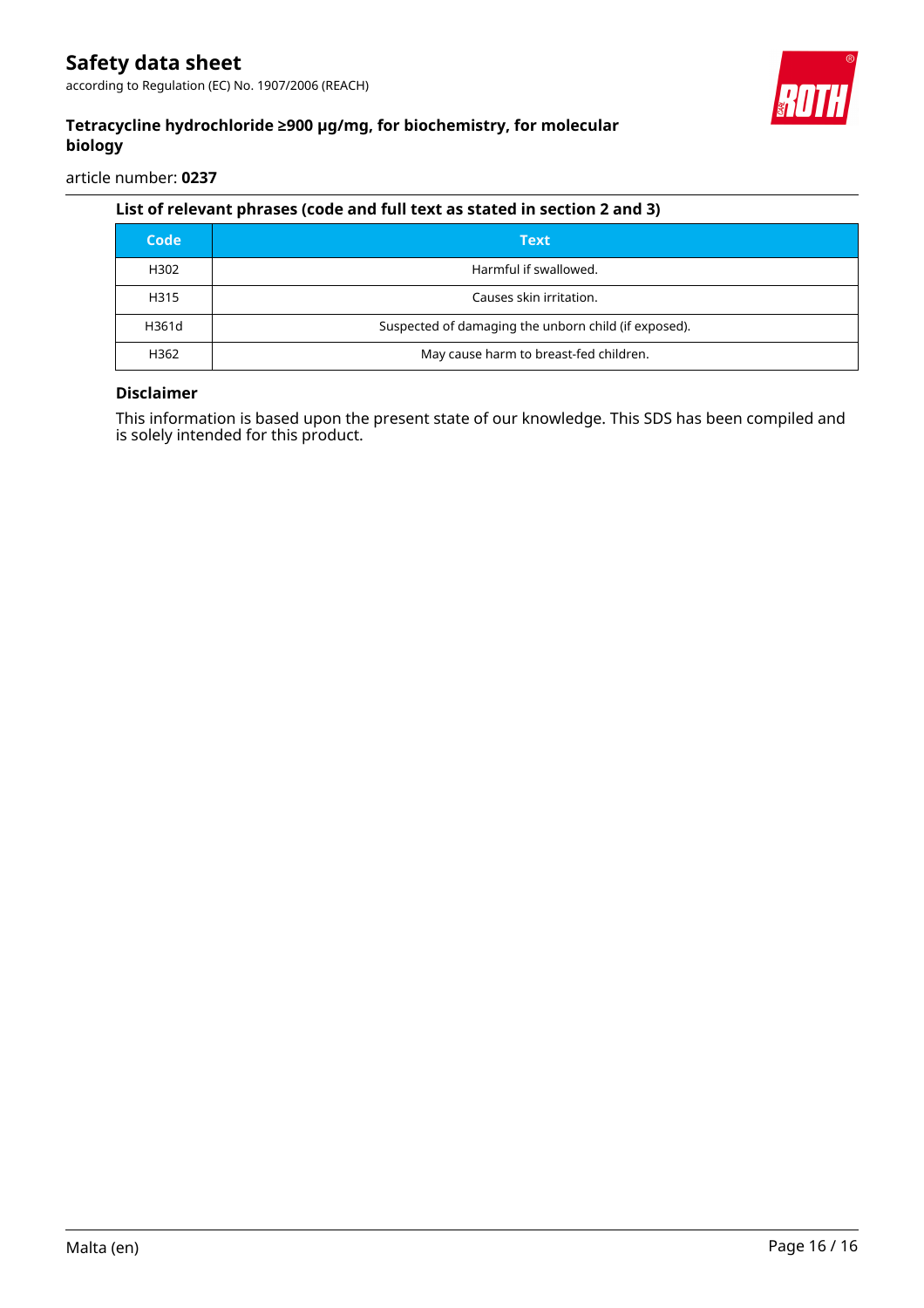### List of relevant phrases (code and full text as stated in section 2 and 3)

| Code | Text |
|---|---|
| H302 | Harmful if swallowed. |
| H315 | Causes skin irritation. |
| H361d | Suspected of damaging the unborn child (if exposed). |
| H362 | May cause harm to breast-fed children. |

### Disclaimer

This information is based upon the present state of our knowledge. This SDS has been compiled and is solely intended for this product.